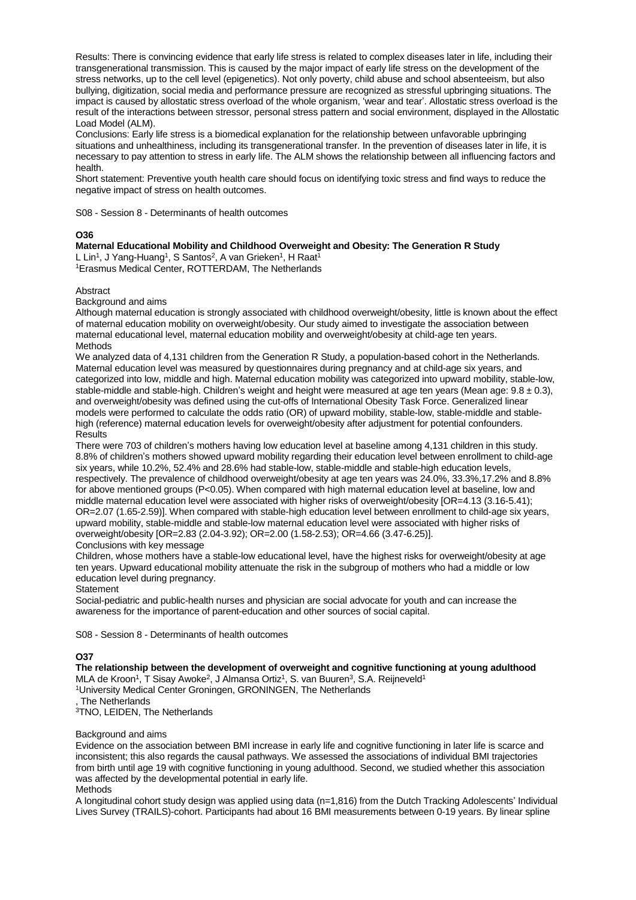Results: There is convincing evidence that early life stress is related to complex diseases later in life, including their transgenerational transmission. This is caused by the major impact of early life stress on the development of the stress networks, up to the cell level (epigenetics). Not only poverty, child abuse and school absenteeism, but also bullying, digitization, social media and performance pressure are recognized as stressful upbringing situations. The impact is caused by allostatic stress overload of the whole organism, 'wear and tear'. Allostatic stress overload is the result of the interactions between stressor, personal stress pattern and social environment, displayed in the Allostatic Load Model (ALM).

Conclusions: Early life stress is a biomedical explanation for the relationship between unfavorable upbringing situations and unhealthiness, including its transgenerational transfer. In the prevention of diseases later in life, it is necessary to pay attention to stress in early life. The ALM shows the relationship between all influencing factors and health.

Short statement: Preventive youth health care should focus on identifying toxic stress and find ways to reduce the negative impact of stress on health outcomes.

S08 - Session 8 - Determinants of health outcomes

## O36

**Maternal Educational Mobility and Childhood Overweight and Obesity: The Generation R Study**

L Lin[1], J Yang-Huang[1], S Santos[2], A van Grieken[1], H Raat[1]

[1]Erasmus Medical Center, ROTTERDAM, The Netherlands

Abstract

Background and aims

Although maternal education is strongly associated with childhood overweight/obesity, little is known about the effect of maternal education mobility on overweight/obesity. Our study aimed to investigate the association between maternal educational level, maternal education mobility and overweight/obesity at child-age ten years.

Methods

We analyzed data of 4,131 children from the Generation R Study, a population-based cohort in the Netherlands. Maternal education level was measured by questionnaires during pregnancy and at child-age six years, and categorized into low, middle and high. Maternal education mobility was categorized into upward mobility, stable-low, stable-middle and stable-high. Children's weight and height were measured at age ten years (Mean age: $9.8 \pm 0.3$), and overweight/obesity was defined using the cut-offs of International Obesity Task Force. Generalized linear models were performed to calculate the odds ratio (OR) of upward mobility, stable-low, stable-middle and stable-high (reference) maternal education levels for overweight/obesity after adjustment for potential confounders.

Results

There were 703 of children's mothers having low education level at baseline among 4,131 children in this study. 8.8% of children's mothers showed upward mobility regarding their education level between enrollment to child-age six years, while 10.2%, 52.4% and 28.6% had stable-low, stable-middle and stable-high education levels, respectively. The prevalence of childhood overweight/obesity at age ten years was 24.0%, 33.3%,17.2% and 8.8% for above mentioned groups ($P<0.05$). When compared with high maternal education level at baseline, low and middle maternal education level were associated with higher risks of overweight/obesity [OR=4.13 (3.16-5.41); OR=2.07 (1.65-2.59)]. When compared with stable-high education level between enrollment to child-age six years, upward mobility, stable-middle and stable-low maternal education level were associated with higher risks of overweight/obesity [OR=2.83 (2.04-3.92); OR=2.00 (1.58-2.53); OR=4.66 (3.47-6.25)].

Conclusions with key message

Children, whose mothers have a stable-low educational level, have the highest risks for overweight/obesity at age ten years. Upward educational mobility attenuate the risk in the subgroup of mothers who had a middle or low education level during pregnancy.

Statement

Social-pediatric and public-health nurses and physician are social advocate for youth and can increase the awareness for the importance of parent-education and other sources of social capital.

S08 - Session 8 - Determinants of health outcomes

## O37

**The relationship between the development of overweight and cognitive functioning at young adulthood**

MLA de Kroon[1], T Sisay Awoke[2], J Almansa Ortiz[1], S. van Buuren[3], S.A. Reijneveld[1]

[1]University Medical Center Groningen, GRONINGEN, The Netherlands

, The Netherlands

[3]TNO, LEIDEN, The Netherlands

Background and aims

Evidence on the association between BMI increase in early life and cognitive functioning in later life is scarce and inconsistent; this also regards the causal pathways. We assessed the associations of individual BMI trajectories from birth until age 19 with cognitive functioning in young adulthood. Second, we studied whether this association was affected by the developmental potential in early life.

Methods

A longitudinal cohort study design was applied using data (n=1,816) from the Dutch Tracking Adolescents' Individual Lives Survey (TRAILS)-cohort. Participants had about 16 BMI measurements between 0-19 years. By linear spline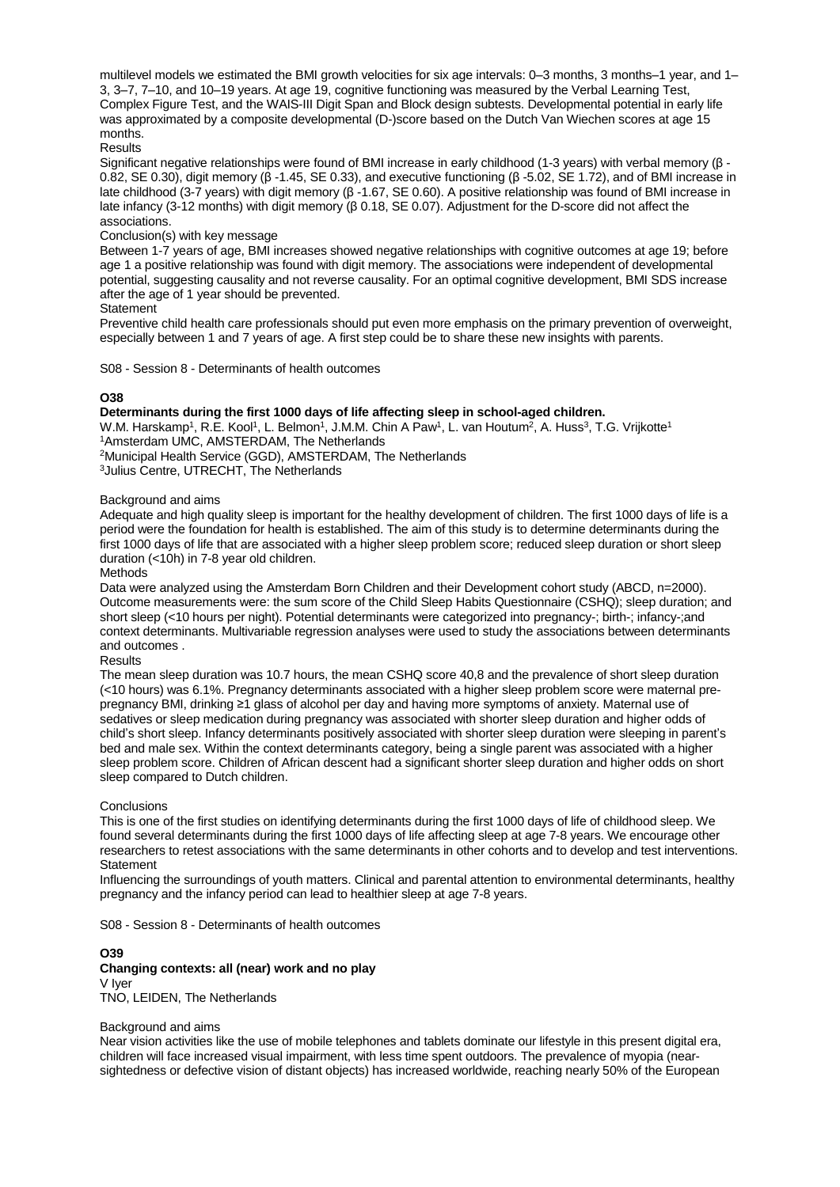multilevel models we estimated the BMI growth velocities for six age intervals: 0–3 months, 3 months–1 year, and 1–3, 3–7, 7–10, and 10–19 years. At age 19, cognitive functioning was measured by the Verbal Learning Test, Complex Figure Test, and the WAIS-III Digit Span and Block design subtests. Developmental potential in early life was approximated by a composite developmental (D-)score based on the Dutch Van Wiechen scores at age 15 months.

Results

Significant negative relationships were found of BMI increase in early childhood (1-3 years) with verbal memory (β -0.82, SE 0.30), digit memory (β -1.45, SE 0.33), and executive functioning (β -5.02, SE 1.72), and of BMI increase in late childhood (3-7 years) with digit memory (β -1.67, SE 0.60). A positive relationship was found of BMI increase in late infancy (3-12 months) with digit memory (β 0.18, SE 0.07). Adjustment for the D-score did not affect the associations.

Conclusion(s) with key message

Between 1-7 years of age, BMI increases showed negative relationships with cognitive outcomes at age 19; before age 1 a positive relationship was found with digit memory. The associations were independent of developmental potential, suggesting causality and not reverse causality. For an optimal cognitive development, BMI SDS increase after the age of 1 year should be prevented.

Statement

Preventive child health care professionals should put even more emphasis on the primary prevention of overweight, especially between 1 and 7 years of age. A first step could be to share these new insights with parents.

S08 - Session 8 - Determinants of health outcomes

**O38**

**Determinants during the first 1000 days of life affecting sleep in school-aged children.**

W.M. Harskamp[1], R.E. Kool[1], L. Belmon[1], J.M.M. Chin A Paw[1], L. van Houtum[2], A. Huss[3], T.G. Vrijkotte[1]

[1]Amsterdam UMC, AMSTERDAM, The Netherlands

[2]Municipal Health Service (GGD), AMSTERDAM, The Netherlands

[3]Julius Centre, UTRECHT, The Netherlands

Background and aims

Adequate and high quality sleep is important for the healthy development of children. The first 1000 days of life is a period were the foundation for health is established. The aim of this study is to determine determinants during the first 1000 days of life that are associated with a higher sleep problem score; reduced sleep duration or short sleep duration (<10h) in 7-8 year old children.

Methods

Data were analyzed using the Amsterdam Born Children and their Development cohort study (ABCD, n=2000). Outcome measurements were: the sum score of the Child Sleep Habits Questionnaire (CSHQ); sleep duration; and short sleep (<10 hours per night). Potential determinants were categorized into pregnancy-; birth-; infancy-;and context determinants. Multivariable regression analyses were used to study the associations between determinants and outcomes .

Results

The mean sleep duration was 10.7 hours, the mean CSHQ score 40,8 and the prevalence of short sleep duration (<10 hours) was 6.1%. Pregnancy determinants associated with a higher sleep problem score were maternal pre-pregnancy BMI, drinking ≥1 glass of alcohol per day and having more symptoms of anxiety. Maternal use of sedatives or sleep medication during pregnancy was associated with shorter sleep duration and higher odds of child's short sleep. Infancy determinants positively associated with shorter sleep duration were sleeping in parent's bed and male sex. Within the context determinants category, being a single parent was associated with a higher sleep problem score. Children of African descent had a significant shorter sleep duration and higher odds on short sleep compared to Dutch children.

Conclusions

This is one of the first studies on identifying determinants during the first 1000 days of life of childhood sleep. We found several determinants during the first 1000 days of life affecting sleep at age 7-8 years. We encourage other researchers to retest associations with the same determinants in other cohorts and to develop and test interventions.

Statement

Influencing the surroundings of youth matters. Clinical and parental attention to environmental determinants, healthy pregnancy and the infancy period can lead to healthier sleep at age 7-8 years.

S08 - Session 8 - Determinants of health outcomes

**O39**

**Changing contexts: all (near) work and no play**

V Iyer

TNO, LEIDEN, The Netherlands

Background and aims

Near vision activities like the use of mobile telephones and tablets dominate our lifestyle in this present digital era, children will face increased visual impairment, with less time spent outdoors. The prevalence of myopia (near-sightedness or defective vision of distant objects) has increased worldwide, reaching nearly 50% of the European